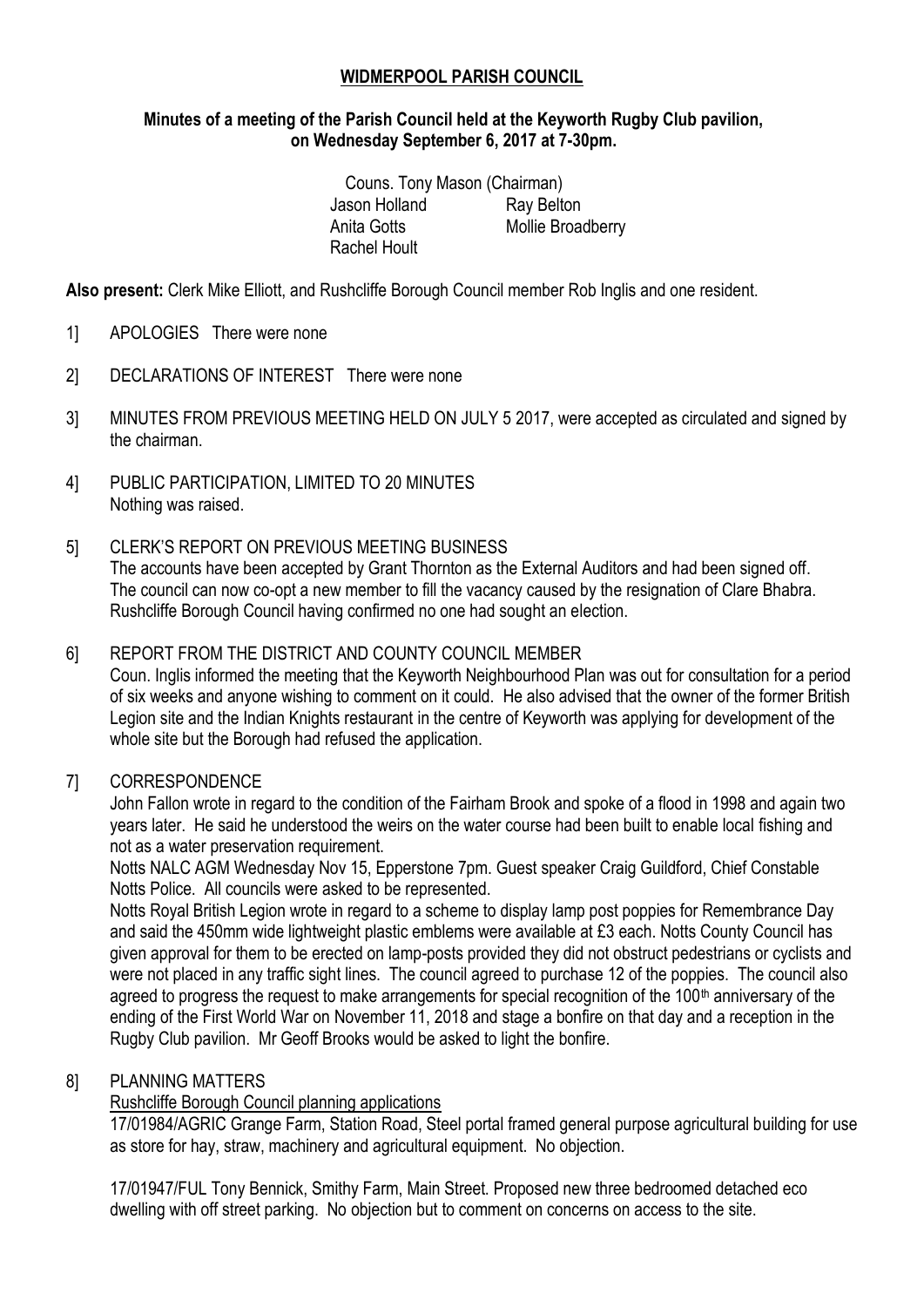# WIDMERPOOL PARISH COUNCIL

**Minutes of a meeting of the Parish Council held at the Keyworth Rugby Club pavilion, on Wednesday September 6, 2017 at 7-30pm.**

Couns. Tony Mason (Chairman)
Jason Holland　Ray Belton
Anita Gotts　Mollie Broadberry
Rachel Hoult

**Also present:** Clerk Mike Elliott, and Rushcliffe Borough Council member Rob Inglis and one resident.

1] APOLOGIES There were none

2] DECLARATIONS OF INTEREST There were none

3] MINUTES FROM PREVIOUS MEETING HELD ON JULY 5 2017, were accepted as circulated and signed by the chairman.

4] PUBLIC PARTICIPATION, LIMITED TO 20 MINUTES
Nothing was raised.

5] CLERK'S REPORT ON PREVIOUS MEETING BUSINESS
The accounts have been accepted by Grant Thornton as the External Auditors and had been signed off. The council can now co-opt a new member to fill the vacancy caused by the resignation of Clare Bhabra. Rushcliffe Borough Council having confirmed no one had sought an election.

6] REPORT FROM THE DISTRICT AND COUNTY COUNCIL MEMBER
Coun. Inglis informed the meeting that the Keyworth Neighbourhood Plan was out for consultation for a period of six weeks and anyone wishing to comment on it could. He also advised that the owner of the former British Legion site and the Indian Knights restaurant in the centre of Keyworth was applying for development of the whole site but the Borough had refused the application.

7] CORRESPONDENCE
John Fallon wrote in regard to the condition of the Fairham Brook and spoke of a flood in 1998 and again two years later. He said he understood the weirs on the water course had been built to enable local fishing and not as a water preservation requirement.
Notts NALC AGM Wednesday Nov 15, Epperstone 7pm. Guest speaker Craig Guildford, Chief Constable Notts Police. All councils were asked to be represented.
Notts Royal British Legion wrote in regard to a scheme to display lamp post poppies for Remembrance Day and said the 450mm wide lightweight plastic emblems were available at £3 each. Notts County Council has given approval for them to be erected on lamp-posts provided they did not obstruct pedestrians or cyclists and were not placed in any traffic sight lines. The council agreed to purchase 12 of the poppies. The council also agreed to progress the request to make arrangements for special recognition of the 100th anniversary of the ending of the First World War on November 11, 2018 and stage a bonfire on that day and a reception in the Rugby Club pavilion. Mr Geoff Brooks would be asked to light the bonfire.

8] PLANNING MATTERS
Rushcliffe Borough Council planning applications
17/01984/AGRIC Grange Farm, Station Road, Steel portal framed general purpose agricultural building for use as store for hay, straw, machinery and agricultural equipment. No objection.

17/01947/FUL Tony Bennick, Smithy Farm, Main Street. Proposed new three bedroomed detached eco dwelling with off street parking. No objection but to comment on concerns on access to the site.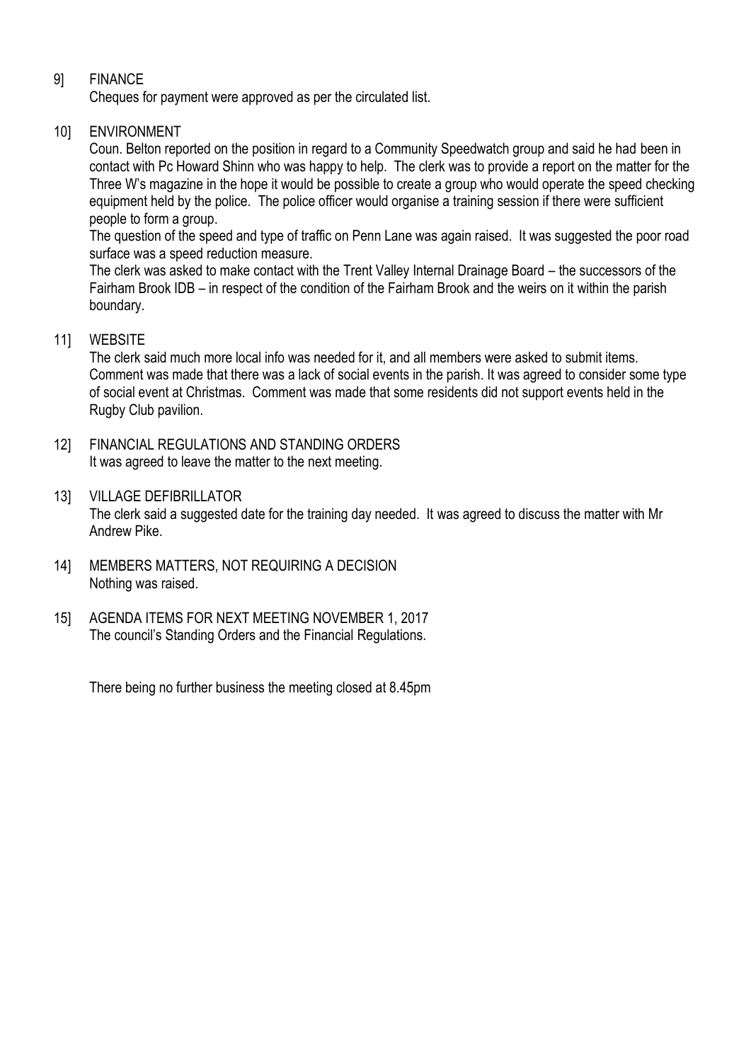9] FINANCE

Cheques for payment were approved as per the circulated list.

10] ENVIRONMENT

Coun. Belton reported on the position in regard to a Community Speedwatch group and said he had been in contact with Pc Howard Shinn who was happy to help. The clerk was to provide a report on the matter for the Three W's magazine in the hope it would be possible to create a group who would operate the speed checking equipment held by the police. The police officer would organise a training session if there were sufficient people to form a group.

The question of the speed and type of traffic on Penn Lane was again raised. It was suggested the poor road surface was a speed reduction measure.

The clerk was asked to make contact with the Trent Valley Internal Drainage Board – the successors of the Fairham Brook IDB – in respect of the condition of the Fairham Brook and the weirs on it within the parish boundary.

11] WEBSITE

The clerk said much more local info was needed for it, and all members were asked to submit items. Comment was made that there was a lack of social events in the parish. It was agreed to consider some type of social event at Christmas. Comment was made that some residents did not support events held in the Rugby Club pavilion.

12] FINANCIAL REGULATIONS AND STANDING ORDERS

It was agreed to leave the matter to the next meeting.

13] VILLAGE DEFIBRILLATOR

The clerk said a suggested date for the training day needed. It was agreed to discuss the matter with Mr Andrew Pike.

14] MEMBERS MATTERS, NOT REQUIRING A DECISION

Nothing was raised.

15] AGENDA ITEMS FOR NEXT MEETING NOVEMBER 1, 2017

The council's Standing Orders and the Financial Regulations.

There being no further business the meeting closed at 8.45pm